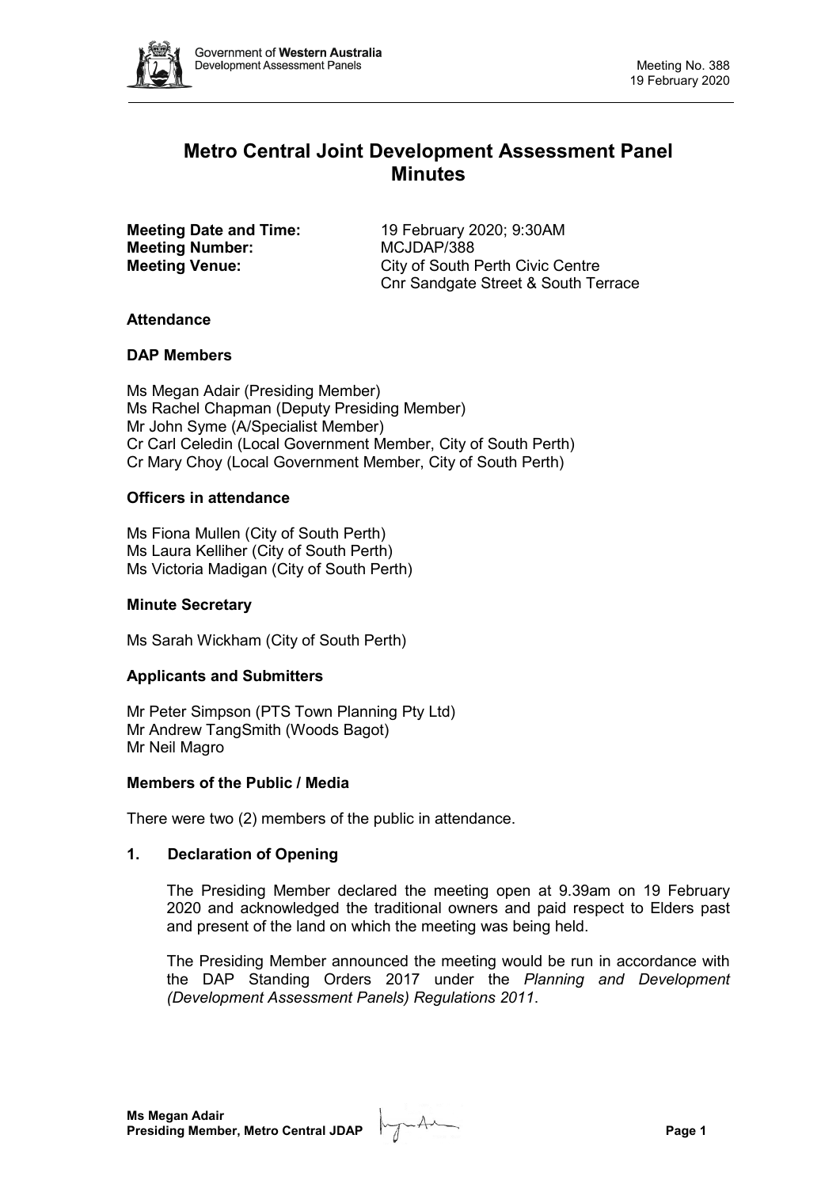# Metro Central Joint Development Assessment Panel Minutes

**Meeting Date and Time:** 19 February 2020; 9:30AM
**Meeting Number:** MCJDAP/388
**Meeting Venue:** City of South Perth Civic Centre
Cnr Sandgate Street & South Terrace

## Attendance

### DAP Members

Ms Megan Adair (Presiding Member)
Ms Rachel Chapman (Deputy Presiding Member)
Mr John Syme (A/Specialist Member)
Cr Carl Celedin (Local Government Member, City of South Perth)
Cr Mary Choy (Local Government Member, City of South Perth)

### Officers in attendance

Ms Fiona Mullen (City of South Perth)
Ms Laura Kelliher (City of South Perth)
Ms Victoria Madigan (City of South Perth)

### Minute Secretary

Ms Sarah Wickham (City of South Perth)

### Applicants and Submitters

Mr Peter Simpson (PTS Town Planning Pty Ltd)
Mr Andrew TangSmith (Woods Bagot)
Mr Neil Magro

### Members of the Public / Media

There were two (2) members of the public in attendance.

## 1. Declaration of Opening

The Presiding Member declared the meeting open at 9.39am on 19 February 2020 and acknowledged the traditional owners and paid respect to Elders past and present of the land on which the meeting was being held.

The Presiding Member announced the meeting would be run in accordance with the DAP Standing Orders 2017 under the *Planning and Development (Development Assessment Panels) Regulations 2011*.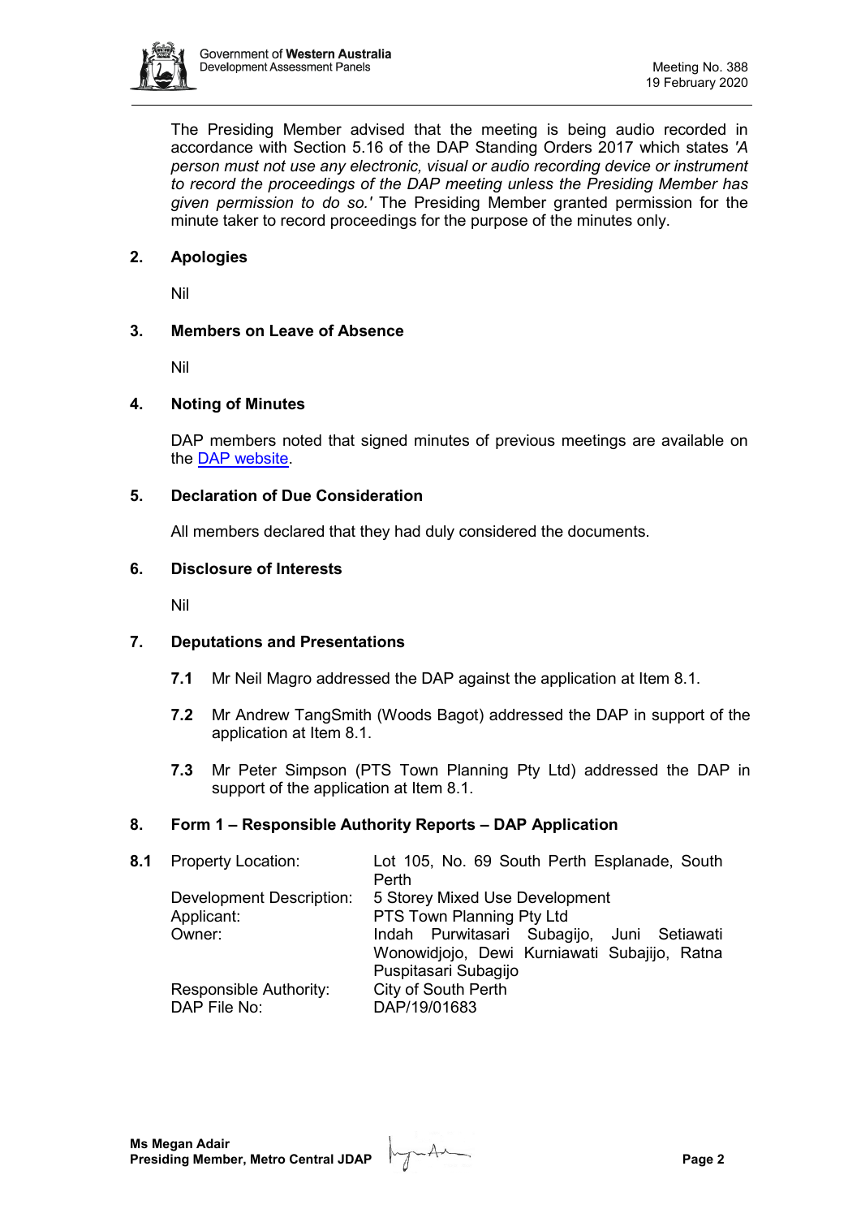The Presiding Member advised that the meeting is being audio recorded in accordance with Section 5.16 of the DAP Standing Orders 2017 which states *'A person must not use any electronic, visual or audio recording device or instrument to record the proceedings of the DAP meeting unless the Presiding Member has given permission to do so.'* The Presiding Member granted permission for the minute taker to record proceedings for the purpose of the minutes only.

## 2. Apologies

Nil

## 3. Members on Leave of Absence

Nil

## 4. Noting of Minutes

DAP members noted that signed minutes of previous meetings are available on the DAP website.

## 5. Declaration of Due Consideration

All members declared that they had duly considered the documents.

## 6. Disclosure of Interests

Nil

## 7. Deputations and Presentations

**7.1** Mr Neil Magro addressed the DAP against the application at Item 8.1.

**7.2** Mr Andrew TangSmith (Woods Bagot) addressed the DAP in support of the application at Item 8.1.

**7.3** Mr Peter Simpson (PTS Town Planning Pty Ltd) addressed the DAP in support of the application at Item 8.1.

## 8. Form 1 – Responsible Authority Reports – DAP Application

| **8.1** | Property Location: | Lot 105, No. 69 South Perth Esplanade, South Perth |
|---|---|---|
| | Development Description: | 5 Storey Mixed Use Development |
| | Applicant: | PTS Town Planning Pty Ltd |
| | Owner: | Indah Purwitasari Subagijo, Juni Setiawati Wonowidjojo, Dewi Kurniawati Subajijo, Ratna Puspitasari Subagijo |
| | Responsible Authority: | City of South Perth |
| | DAP File No: | DAP/19/01683 |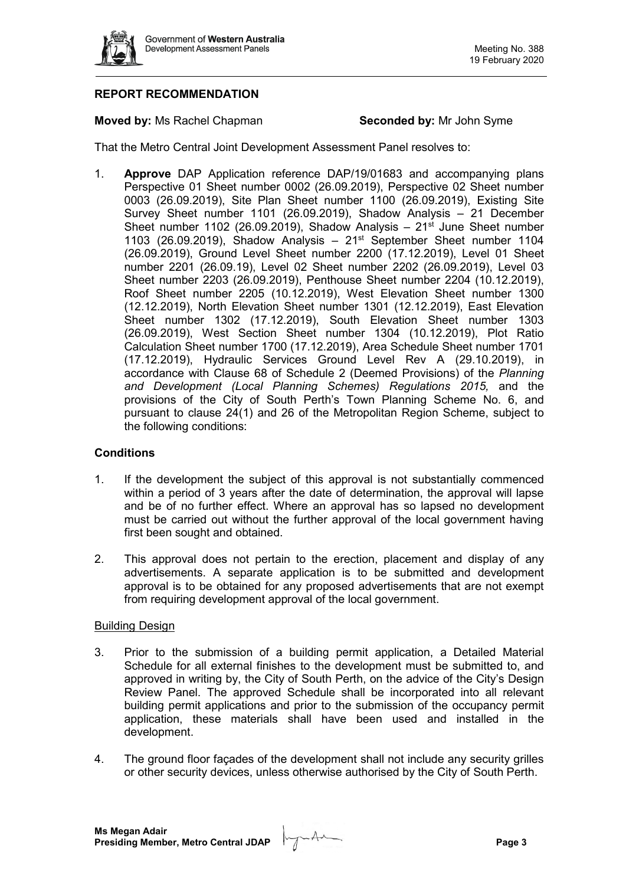## REPORT RECOMMENDATION

**Moved by:** Ms Rachel Chapman **Seconded by:** Mr John Syme

That the Metro Central Joint Development Assessment Panel resolves to:

1. **Approve** DAP Application reference DAP/19/01683 and accompanying plans Perspective 01 Sheet number 0002 (26.09.2019), Perspective 02 Sheet number 0003 (26.09.2019), Site Plan Sheet number 1100 (26.09.2019), Existing Site Survey Sheet number 1101 (26.09.2019), Shadow Analysis – 21 December Sheet number 1102 (26.09.2019), Shadow Analysis – 21st June Sheet number 1103 (26.09.2019), Shadow Analysis – 21st September Sheet number 1104 (26.09.2019), Ground Level Sheet number 2200 (17.12.2019), Level 01 Sheet number 2201 (26.09.19), Level 02 Sheet number 2202 (26.09.2019), Level 03 Sheet number 2203 (26.09.2019), Penthouse Sheet number 2204 (10.12.2019), Roof Sheet number 2205 (10.12.2019), West Elevation Sheet number 1300 (12.12.2019), North Elevation Sheet number 1301 (12.12.2019), East Elevation Sheet number 1302 (17.12.2019), South Elevation Sheet number 1303 (26.09.2019), West Section Sheet number 1304 (10.12.2019), Plot Ratio Calculation Sheet number 1700 (17.12.2019), Area Schedule Sheet number 1701 (17.12.2019), Hydraulic Services Ground Level Rev A (29.10.2019), in accordance with Clause 68 of Schedule 2 (Deemed Provisions) of the *Planning and Development (Local Planning Schemes) Regulations 2015,* and the provisions of the City of South Perth's Town Planning Scheme No. 6, and pursuant to clause 24(1) and 26 of the Metropolitan Region Scheme, subject to the following conditions:

### Conditions

1. If the development the subject of this approval is not substantially commenced within a period of 3 years after the date of determination, the approval will lapse and be of no further effect. Where an approval has so lapsed no development must be carried out without the further approval of the local government having first been sought and obtained.

2. This approval does not pertain to the erection, placement and display of any advertisements. A separate application is to be submitted and development approval is to be obtained for any proposed advertisements that are not exempt from requiring development approval of the local government.

Building Design

3. Prior to the submission of a building permit application, a Detailed Material Schedule for all external finishes to the development must be submitted to, and approved in writing by, the City of South Perth, on the advice of the City's Design Review Panel. The approved Schedule shall be incorporated into all relevant building permit applications and prior to the submission of the occupancy permit application, these materials shall have been used and installed in the development.

4. The ground floor façades of the development shall not include any security grilles or other security devices, unless otherwise authorised by the City of South Perth.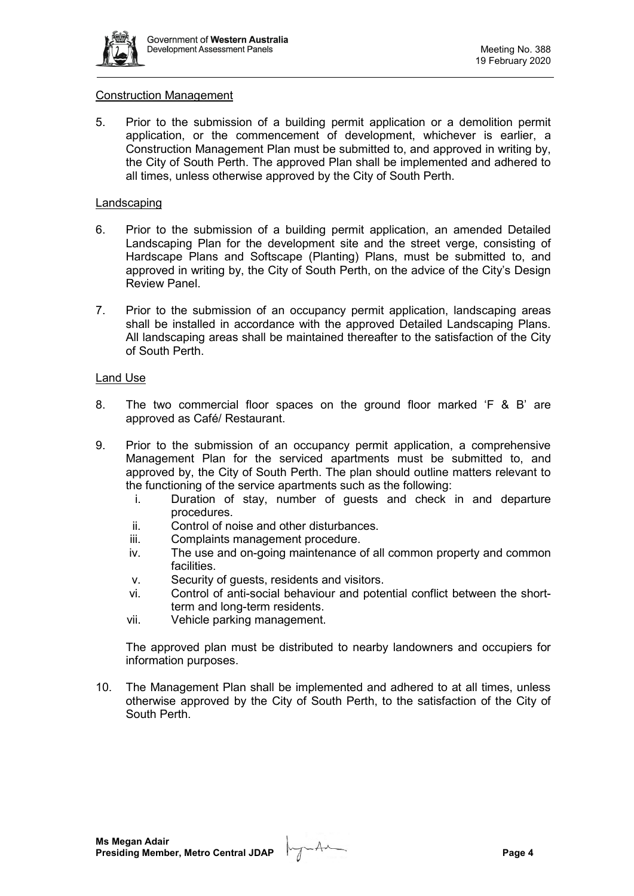Construction Management

5. Prior to the submission of a building permit application or a demolition permit application, or the commencement of development, whichever is earlier, a Construction Management Plan must be submitted to, and approved in writing by, the City of South Perth. The approved Plan shall be implemented and adhered to all times, unless otherwise approved by the City of South Perth.

Landscaping

6. Prior to the submission of a building permit application, an amended Detailed Landscaping Plan for the development site and the street verge, consisting of Hardscape Plans and Softscape (Planting) Plans, must be submitted to, and approved in writing by, the City of South Perth, on the advice of the City's Design Review Panel.

7. Prior to the submission of an occupancy permit application, landscaping areas shall be installed in accordance with the approved Detailed Landscaping Plans. All landscaping areas shall be maintained thereafter to the satisfaction of the City of South Perth.

Land Use

8. The two commercial floor spaces on the ground floor marked 'F & B' are approved as Café/ Restaurant.

9. Prior to the submission of an occupancy permit application, a comprehensive Management Plan for the serviced apartments must be submitted to, and approved by, the City of South Perth. The plan should outline matters relevant to the functioning of the service apartments such as the following:
   i. Duration of stay, number of guests and check in and departure procedures.
   ii. Control of noise and other disturbances.
   iii. Complaints management procedure.
   iv. The use and on-going maintenance of all common property and common facilities.
   v. Security of guests, residents and visitors.
   vi. Control of anti-social behaviour and potential conflict between the short-term and long-term residents.
   vii. Vehicle parking management.

   The approved plan must be distributed to nearby landowners and occupiers for information purposes.

10. The Management Plan shall be implemented and adhered to at all times, unless otherwise approved by the City of South Perth, to the satisfaction of the City of South Perth.

**Ms Megan Adair**
**Presiding Member, Metro Central JDAP**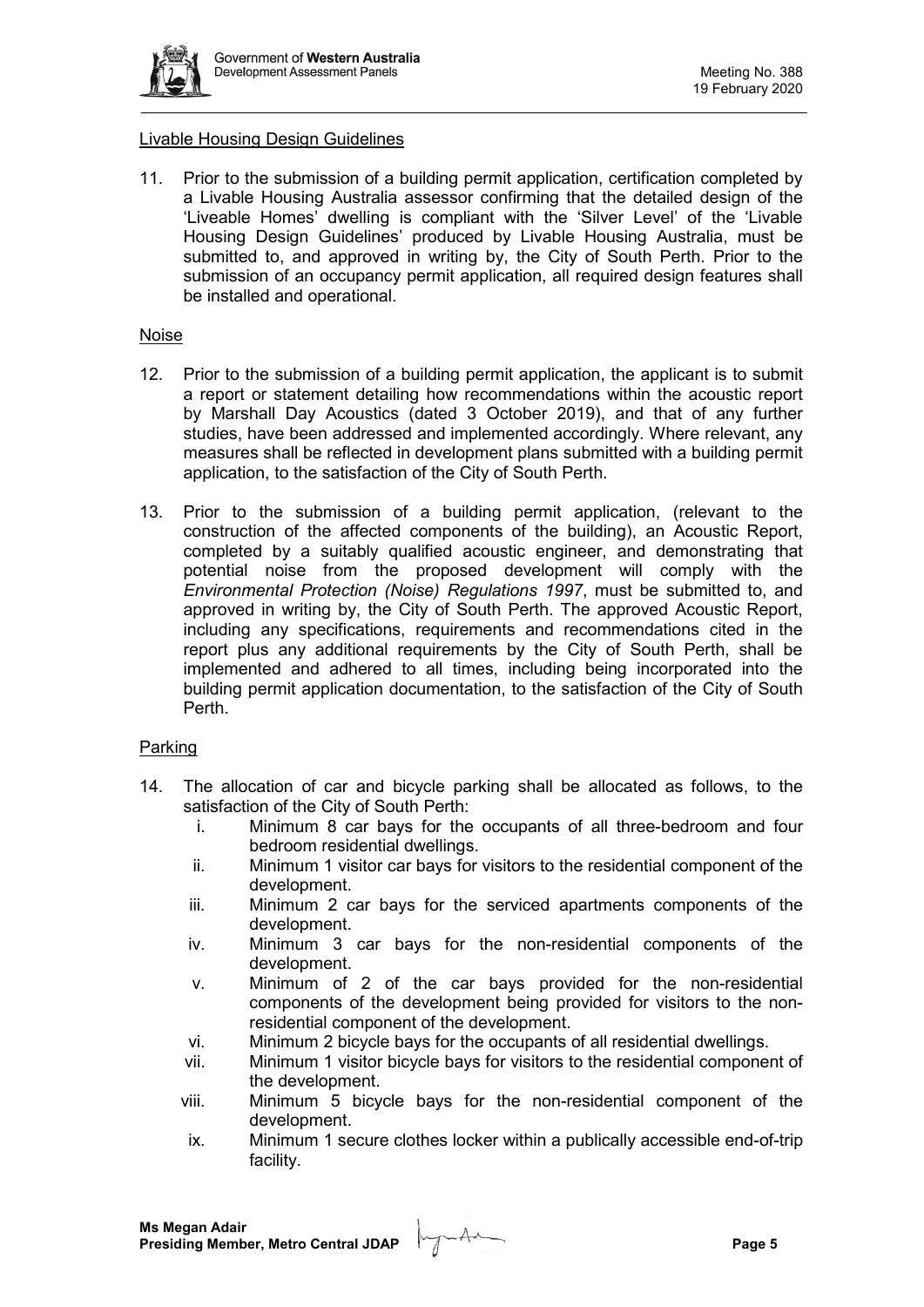Livable Housing Design Guidelines

11. Prior to the submission of a building permit application, certification completed by a Livable Housing Australia assessor confirming that the detailed design of the 'Liveable Homes' dwelling is compliant with the 'Silver Level' of the 'Livable Housing Design Guidelines' produced by Livable Housing Australia, must be submitted to, and approved in writing by, the City of South Perth. Prior to the submission of an occupancy permit application, all required design features shall be installed and operational.

Noise

12. Prior to the submission of a building permit application, the applicant is to submit a report or statement detailing how recommendations within the acoustic report by Marshall Day Acoustics (dated 3 October 2019), and that of any further studies, have been addressed and implemented accordingly. Where relevant, any measures shall be reflected in development plans submitted with a building permit application, to the satisfaction of the City of South Perth.

13. Prior to the submission of a building permit application, (relevant to the construction of the affected components of the building), an Acoustic Report, completed by a suitably qualified acoustic engineer, and demonstrating that potential noise from the proposed development will comply with the *Environmental Protection (Noise) Regulations 1997*, must be submitted to, and approved in writing by, the City of South Perth. The approved Acoustic Report, including any specifications, requirements and recommendations cited in the report plus any additional requirements by the City of South Perth, shall be implemented and adhered to all times, including being incorporated into the building permit application documentation, to the satisfaction of the City of South Perth.

Parking

14. The allocation of car and bicycle parking shall be allocated as follows, to the satisfaction of the City of South Perth:
    i. Minimum 8 car bays for the occupants of all three-bedroom and four bedroom residential dwellings.
    ii. Minimum 1 visitor car bays for visitors to the residential component of the development.
    iii. Minimum 2 car bays for the serviced apartments components of the development.
    iv. Minimum 3 car bays for the non-residential components of the development.
    v. Minimum of 2 of the car bays provided for the non-residential components of the development being provided for visitors to the non-residential component of the development.
    vi. Minimum 2 bicycle bays for the occupants of all residential dwellings.
    vii. Minimum 1 visitor bicycle bays for visitors to the residential component of the development.
    viii. Minimum 5 bicycle bays for the non-residential component of the development.
    ix. Minimum 1 secure clothes locker within a publically accessible end-of-trip facility.

**Ms Megan Adair**
**Presiding Member, Metro Central JDAP**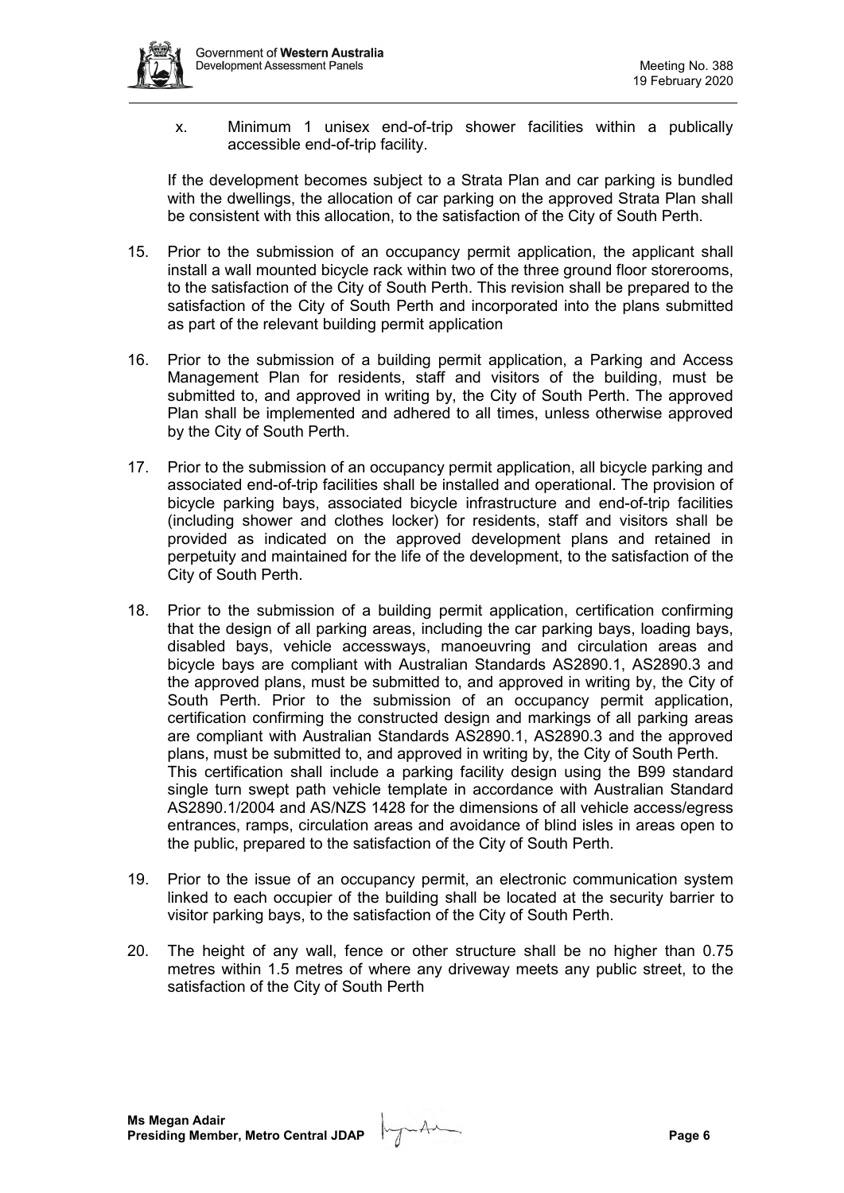x. Minimum 1 unisex end-of-trip shower facilities within a publically accessible end-of-trip facility.

If the development becomes subject to a Strata Plan and car parking is bundled with the dwellings, the allocation of car parking on the approved Strata Plan shall be consistent with this allocation, to the satisfaction of the City of South Perth.

15. Prior to the submission of an occupancy permit application, the applicant shall install a wall mounted bicycle rack within two of the three ground floor storerooms, to the satisfaction of the City of South Perth. This revision shall be prepared to the satisfaction of the City of South Perth and incorporated into the plans submitted as part of the relevant building permit application

16. Prior to the submission of a building permit application, a Parking and Access Management Plan for residents, staff and visitors of the building, must be submitted to, and approved in writing by, the City of South Perth. The approved Plan shall be implemented and adhered to all times, unless otherwise approved by the City of South Perth.

17. Prior to the submission of an occupancy permit application, all bicycle parking and associated end-of-trip facilities shall be installed and operational. The provision of bicycle parking bays, associated bicycle infrastructure and end-of-trip facilities (including shower and clothes locker) for residents, staff and visitors shall be provided as indicated on the approved development plans and retained in perpetuity and maintained for the life of the development, to the satisfaction of the City of South Perth.

18. Prior to the submission of a building permit application, certification confirming that the design of all parking areas, including the car parking bays, loading bays, disabled bays, vehicle accessways, manoeuvring and circulation areas and bicycle bays are compliant with Australian Standards AS2890.1, AS2890.3 and the approved plans, must be submitted to, and approved in writing by, the City of South Perth. Prior to the submission of an occupancy permit application, certification confirming the constructed design and markings of all parking areas are compliant with Australian Standards AS2890.1, AS2890.3 and the approved plans, must be submitted to, and approved in writing by, the City of South Perth.
This certification shall include a parking facility design using the B99 standard single turn swept path vehicle template in accordance with Australian Standard AS2890.1/2004 and AS/NZS 1428 for the dimensions of all vehicle access/egress entrances, ramps, circulation areas and avoidance of blind isles in areas open to the public, prepared to the satisfaction of the City of South Perth.

19. Prior to the issue of an occupancy permit, an electronic communication system linked to each occupier of the building shall be located at the security barrier to visitor parking bays, to the satisfaction of the City of South Perth.

20. The height of any wall, fence or other structure shall be no higher than 0.75 metres within 1.5 metres of where any driveway meets any public street, to the satisfaction of the City of South Perth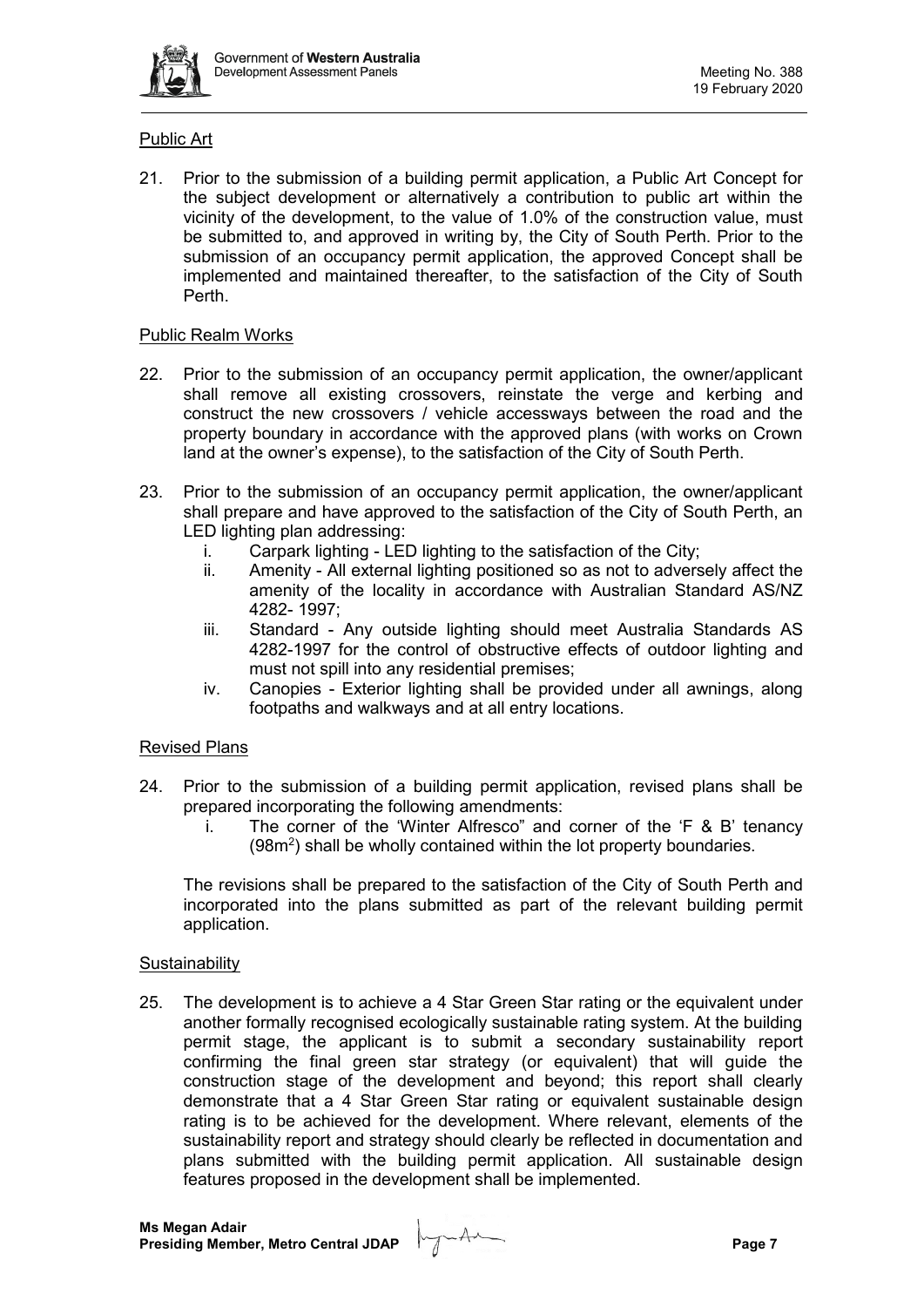Public Art

21. Prior to the submission of a building permit application, a Public Art Concept for the subject development or alternatively a contribution to public art within the vicinity of the development, to the value of 1.0% of the construction value, must be submitted to, and approved in writing by, the City of South Perth. Prior to the submission of an occupancy permit application, the approved Concept shall be implemented and maintained thereafter, to the satisfaction of the City of South Perth.

Public Realm Works

22. Prior to the submission of an occupancy permit application, the owner/applicant shall remove all existing crossovers, reinstate the verge and kerbing and construct the new crossovers / vehicle accessways between the road and the property boundary in accordance with the approved plans (with works on Crown land at the owner's expense), to the satisfaction of the City of South Perth.

23. Prior to the submission of an occupancy permit application, the owner/applicant shall prepare and have approved to the satisfaction of the City of South Perth, an LED lighting plan addressing:
    i. Carpark lighting - LED lighting to the satisfaction of the City;
    ii. Amenity - All external lighting positioned so as not to adversely affect the amenity of the locality in accordance with Australian Standard AS/NZ 4282- 1997;
    iii. Standard - Any outside lighting should meet Australia Standards AS 4282-1997 for the control of obstructive effects of outdoor lighting and must not spill into any residential premises;
    iv. Canopies - Exterior lighting shall be provided under all awnings, along footpaths and walkways and at all entry locations.

Revised Plans

24. Prior to the submission of a building permit application, revised plans shall be prepared incorporating the following amendments:
    i. The corner of the 'Winter Alfresco" and corner of the 'F & B' tenancy ($98m^2$) shall be wholly contained within the lot property boundaries.

    The revisions shall be prepared to the satisfaction of the City of South Perth and incorporated into the plans submitted as part of the relevant building permit application.

Sustainability

25. The development is to achieve a 4 Star Green Star rating or the equivalent under another formally recognised ecologically sustainable rating system. At the building permit stage, the applicant is to submit a secondary sustainability report confirming the final green star strategy (or equivalent) that will guide the construction stage of the development and beyond; this report shall clearly demonstrate that a 4 Star Green Star rating or equivalent sustainable design rating is to be achieved for the development. Where relevant, elements of the sustainability report and strategy should clearly be reflected in documentation and plans submitted with the building permit application. All sustainable design features proposed in the development shall be implemented.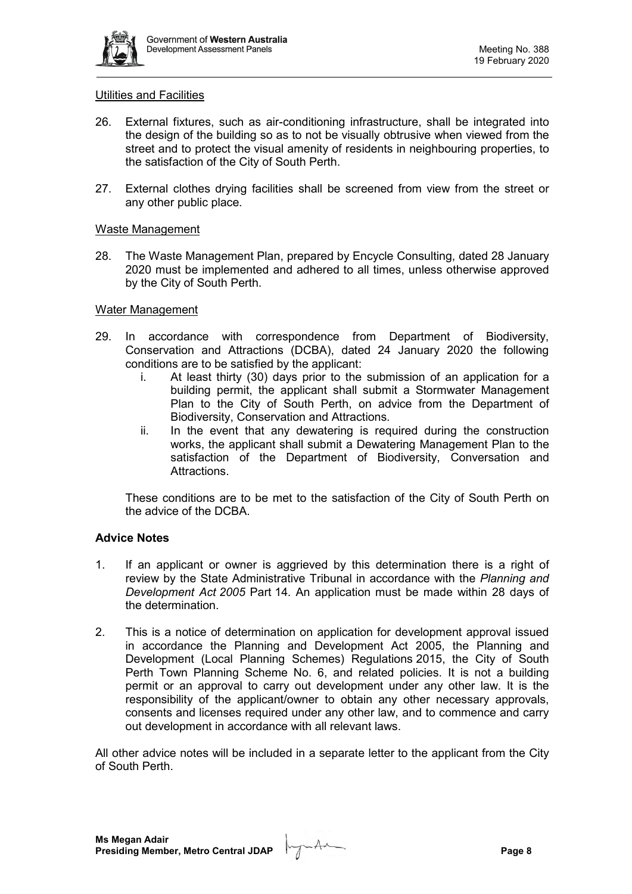Utilities and Facilities

26. External fixtures, such as air-conditioning infrastructure, shall be integrated into the design of the building so as to not be visually obtrusive when viewed from the street and to protect the visual amenity of residents in neighbouring properties, to the satisfaction of the City of South Perth.

27. External clothes drying facilities shall be screened from view from the street or any other public place.

Waste Management

28. The Waste Management Plan, prepared by Encycle Consulting, dated 28 January 2020 must be implemented and adhered to all times, unless otherwise approved by the City of South Perth.

Water Management

29. In accordance with correspondence from Department of Biodiversity, Conservation and Attractions (DCBA), dated 24 January 2020 the following conditions are to be satisfied by the applicant:
    i. At least thirty (30) days prior to the submission of an application for a building permit, the applicant shall submit a Stormwater Management Plan to the City of South Perth, on advice from the Department of Biodiversity, Conservation and Attractions.
    ii. In the event that any dewatering is required during the construction works, the applicant shall submit a Dewatering Management Plan to the satisfaction of the Department of Biodiversity, Conversation and Attractions.

    These conditions are to be met to the satisfaction of the City of South Perth on the advice of the DCBA.

**Advice Notes**

1. If an applicant or owner is aggrieved by this determination there is a right of review by the State Administrative Tribunal in accordance with the *Planning and Development Act 2005* Part 14. An application must be made within 28 days of the determination.

2. This is a notice of determination on application for development approval issued in accordance the Planning and Development Act 2005, the Planning and Development (Local Planning Schemes) Regulations 2015, the City of South Perth Town Planning Scheme No. 6, and related policies. It is not a building permit or an approval to carry out development under any other law. It is the responsibility of the applicant/owner to obtain any other necessary approvals, consents and licenses required under any other law, and to commence and carry out development in accordance with all relevant laws.

All other advice notes will be included in a separate letter to the applicant from the City of South Perth.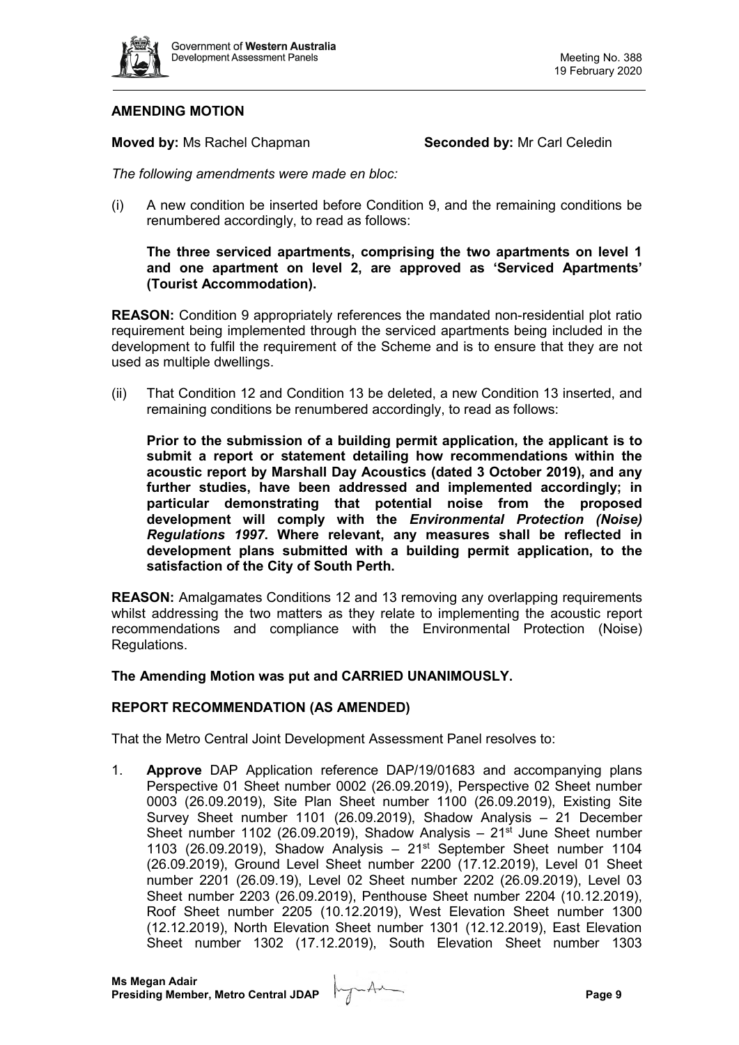**AMENDING MOTION**

**Moved by:** Ms Rachel Chapman **Seconded by:** Mr Carl Celedin

*The following amendments were made en bloc:*

(i) A new condition be inserted before Condition 9, and the remaining conditions be renumbered accordingly, to read as follows:

**The three serviced apartments, comprising the two apartments on level 1 and one apartment on level 2, are approved as 'Serviced Apartments' (Tourist Accommodation).**

**REASON:** Condition 9 appropriately references the mandated non-residential plot ratio requirement being implemented through the serviced apartments being included in the development to fulfil the requirement of the Scheme and is to ensure that they are not used as multiple dwellings.

(ii) That Condition 12 and Condition 13 be deleted, a new Condition 13 inserted, and remaining conditions be renumbered accordingly, to read as follows:

**Prior to the submission of a building permit application, the applicant is to submit a report or statement detailing how recommendations within the acoustic report by Marshall Day Acoustics (dated 3 October 2019), and any further studies, have been addressed and implemented accordingly; in particular demonstrating that potential noise from the proposed development will comply with the *Environmental Protection (Noise) Regulations 1997*. Where relevant, any measures shall be reflected in development plans submitted with a building permit application, to the satisfaction of the City of South Perth.**

**REASON:** Amalgamates Conditions 12 and 13 removing any overlapping requirements whilst addressing the two matters as they relate to implementing the acoustic report recommendations and compliance with the Environmental Protection (Noise) Regulations.

**The Amending Motion was put and CARRIED UNANIMOUSLY.**

**REPORT RECOMMENDATION (AS AMENDED)**

That the Metro Central Joint Development Assessment Panel resolves to:

1. **Approve** DAP Application reference DAP/19/01683 and accompanying plans Perspective 01 Sheet number 0002 (26.09.2019), Perspective 02 Sheet number 0003 (26.09.2019), Site Plan Sheet number 1100 (26.09.2019), Existing Site Survey Sheet number 1101 (26.09.2019), Shadow Analysis – 21 December Sheet number 1102 (26.09.2019), Shadow Analysis – 21st June Sheet number 1103 (26.09.2019), Shadow Analysis – 21st September Sheet number 1104 (26.09.2019), Ground Level Sheet number 2200 (17.12.2019), Level 01 Sheet number 2201 (26.09.19), Level 02 Sheet number 2202 (26.09.2019), Level 03 Sheet number 2203 (26.09.2019), Penthouse Sheet number 2204 (10.12.2019), Roof Sheet number 2205 (10.12.2019), West Elevation Sheet number 1300 (12.12.2019), North Elevation Sheet number 1301 (12.12.2019), East Elevation Sheet number 1302 (17.12.2019), South Elevation Sheet number 1303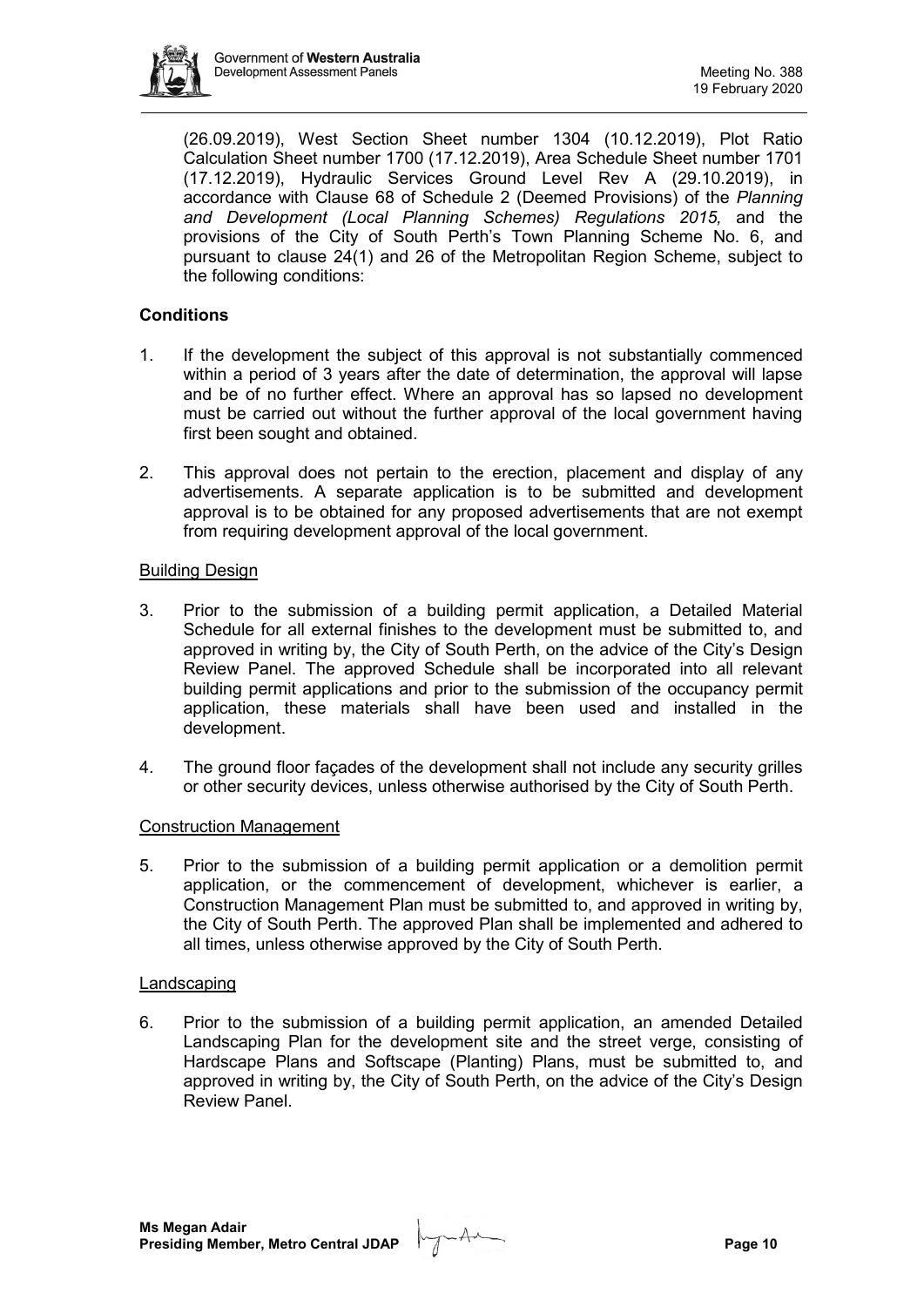(26.09.2019), West Section Sheet number 1304 (10.12.2019), Plot Ratio Calculation Sheet number 1700 (17.12.2019), Area Schedule Sheet number 1701 (17.12.2019), Hydraulic Services Ground Level Rev A (29.10.2019), in accordance with Clause 68 of Schedule 2 (Deemed Provisions) of the *Planning and Development (Local Planning Schemes) Regulations 2015,* and the provisions of the City of South Perth's Town Planning Scheme No. 6, and pursuant to clause 24(1) and 26 of the Metropolitan Region Scheme, subject to the following conditions:

**Conditions**

1. If the development the subject of this approval is not substantially commenced within a period of 3 years after the date of determination, the approval will lapse and be of no further effect. Where an approval has so lapsed no development must be carried out without the further approval of the local government having first been sought and obtained.

2. This approval does not pertain to the erection, placement and display of any advertisements. A separate application is to be submitted and development approval is to be obtained for any proposed advertisements that are not exempt from requiring development approval of the local government.

Building Design

3. Prior to the submission of a building permit application, a Detailed Material Schedule for all external finishes to the development must be submitted to, and approved in writing by, the City of South Perth, on the advice of the City's Design Review Panel. The approved Schedule shall be incorporated into all relevant building permit applications and prior to the submission of the occupancy permit application, these materials shall have been used and installed in the development.

4. The ground floor façades of the development shall not include any security grilles or other security devices, unless otherwise authorised by the City of South Perth.

Construction Management

5. Prior to the submission of a building permit application or a demolition permit application, or the commencement of development, whichever is earlier, a Construction Management Plan must be submitted to, and approved in writing by, the City of South Perth. The approved Plan shall be implemented and adhered to all times, unless otherwise approved by the City of South Perth.

Landscaping

6. Prior to the submission of a building permit application, an amended Detailed Landscaping Plan for the development site and the street verge, consisting of Hardscape Plans and Softscape (Planting) Plans, must be submitted to, and approved in writing by, the City of South Perth, on the advice of the City's Design Review Panel.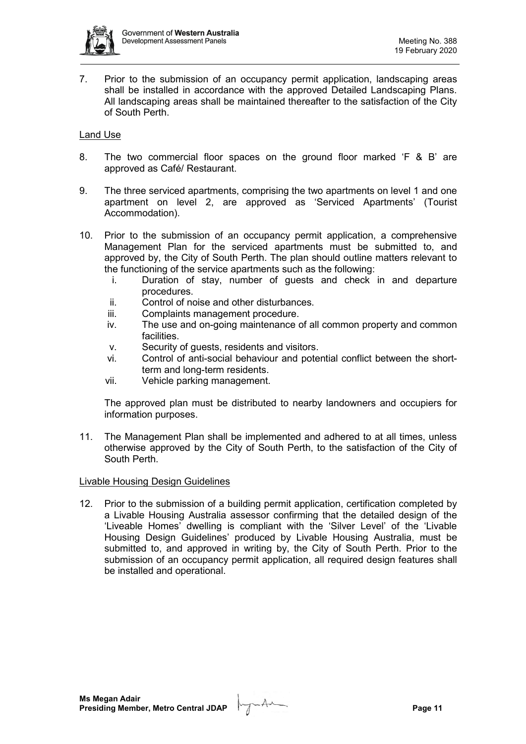7. Prior to the submission of an occupancy permit application, landscaping areas shall be installed in accordance with the approved Detailed Landscaping Plans. All landscaping areas shall be maintained thereafter to the satisfaction of the City of South Perth.

Land Use

8. The two commercial floor spaces on the ground floor marked 'F & B' are approved as Café/ Restaurant.

9. The three serviced apartments, comprising the two apartments on level 1 and one apartment on level 2, are approved as 'Serviced Apartments' (Tourist Accommodation).

10. Prior to the submission of an occupancy permit application, a comprehensive Management Plan for the serviced apartments must be submitted to, and approved by, the City of South Perth. The plan should outline matters relevant to the functioning of the service apartments such as the following:
    i. Duration of stay, number of guests and check in and departure procedures.
    ii. Control of noise and other disturbances.
    iii. Complaints management procedure.
    iv. The use and on-going maintenance of all common property and common facilities.
    v. Security of guests, residents and visitors.
    vi. Control of anti-social behaviour and potential conflict between the short-term and long-term residents.
    vii. Vehicle parking management.

    The approved plan must be distributed to nearby landowners and occupiers for information purposes.

11. The Management Plan shall be implemented and adhered to at all times, unless otherwise approved by the City of South Perth, to the satisfaction of the City of South Perth.

Livable Housing Design Guidelines

12. Prior to the submission of a building permit application, certification completed by a Livable Housing Australia assessor confirming that the detailed design of the 'Liveable Homes' dwelling is compliant with the 'Silver Level' of the 'Livable Housing Design Guidelines' produced by Livable Housing Australia, must be submitted to, and approved in writing by, the City of South Perth. Prior to the submission of an occupancy permit application, all required design features shall be installed and operational.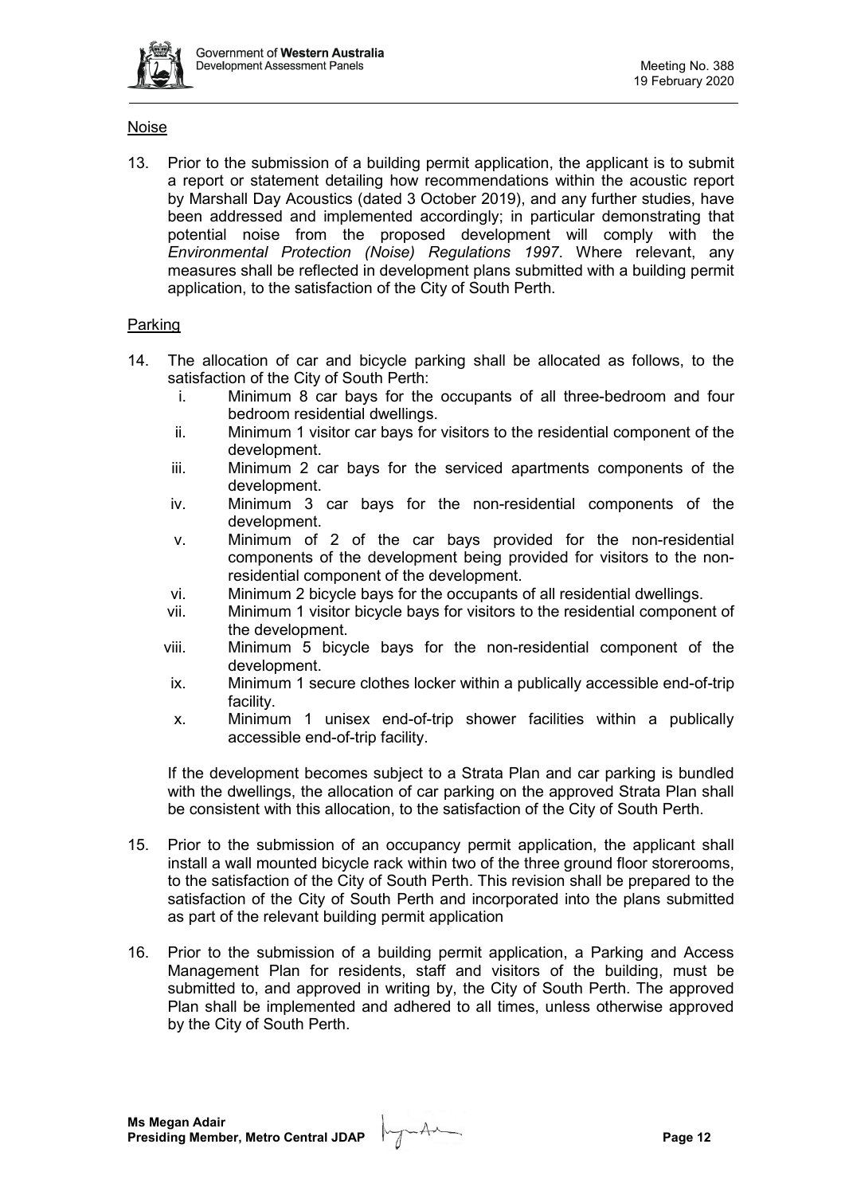Noise

13. Prior to the submission of a building permit application, the applicant is to submit a report or statement detailing how recommendations within the acoustic report by Marshall Day Acoustics (dated 3 October 2019), and any further studies, have been addressed and implemented accordingly; in particular demonstrating that potential noise from the proposed development will comply with the *Environmental Protection (Noise) Regulations 1997*. Where relevant, any measures shall be reflected in development plans submitted with a building permit application, to the satisfaction of the City of South Perth.

Parking

14. The allocation of car and bicycle parking shall be allocated as follows, to the satisfaction of the City of South Perth:
    i. Minimum 8 car bays for the occupants of all three-bedroom and four bedroom residential dwellings.
    ii. Minimum 1 visitor car bays for visitors to the residential component of the development.
    iii. Minimum 2 car bays for the serviced apartments components of the development.
    iv. Minimum 3 car bays for the non-residential components of the development.
    v. Minimum of 2 of the car bays provided for the non-residential components of the development being provided for visitors to the non-residential component of the development.
    vi. Minimum 2 bicycle bays for the occupants of all residential dwellings.
    vii. Minimum 1 visitor bicycle bays for visitors to the residential component of the development.
    viii. Minimum 5 bicycle bays for the non-residential component of the development.
    ix. Minimum 1 secure clothes locker within a publically accessible end-of-trip facility.
    x. Minimum 1 unisex end-of-trip shower facilities within a publically accessible end-of-trip facility.

    If the development becomes subject to a Strata Plan and car parking is bundled with the dwellings, the allocation of car parking on the approved Strata Plan shall be consistent with this allocation, to the satisfaction of the City of South Perth.

15. Prior to the submission of an occupancy permit application, the applicant shall install a wall mounted bicycle rack within two of the three ground floor storerooms, to the satisfaction of the City of South Perth. This revision shall be prepared to the satisfaction of the City of South Perth and incorporated into the plans submitted as part of the relevant building permit application

16. Prior to the submission of a building permit application, a Parking and Access Management Plan for residents, staff and visitors of the building, must be submitted to, and approved in writing by, the City of South Perth. The approved Plan shall be implemented and adhered to all times, unless otherwise approved by the City of South Perth.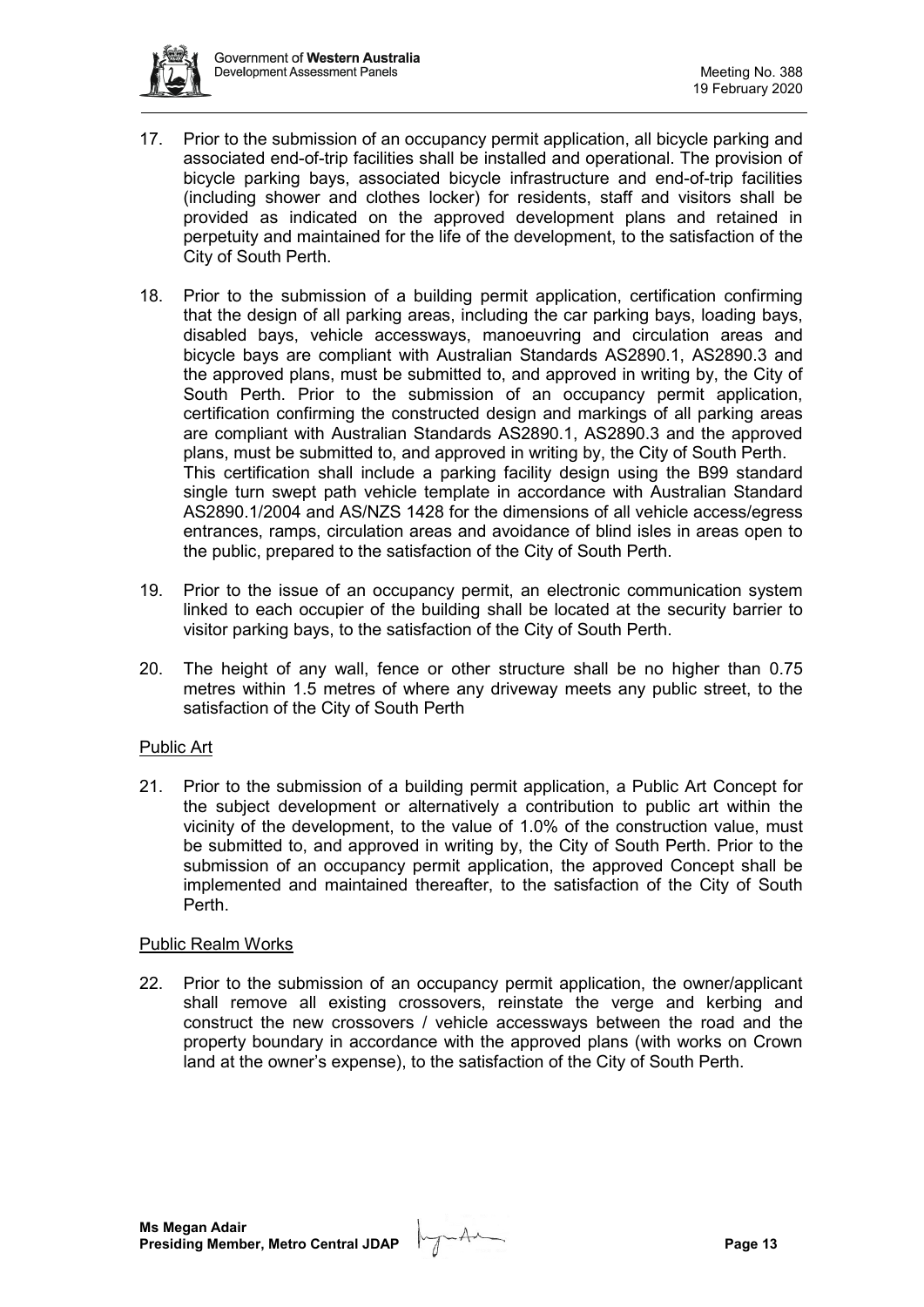17. Prior to the submission of an occupancy permit application, all bicycle parking and associated end-of-trip facilities shall be installed and operational. The provision of bicycle parking bays, associated bicycle infrastructure and end-of-trip facilities (including shower and clothes locker) for residents, staff and visitors shall be provided as indicated on the approved development plans and retained in perpetuity and maintained for the life of the development, to the satisfaction of the City of South Perth.

18. Prior to the submission of a building permit application, certification confirming that the design of all parking areas, including the car parking bays, loading bays, disabled bays, vehicle accessways, manoeuvring and circulation areas and bicycle bays are compliant with Australian Standards AS2890.1, AS2890.3 and the approved plans, must be submitted to, and approved in writing by, the City of South Perth. Prior to the submission of an occupancy permit application, certification confirming the constructed design and markings of all parking areas are compliant with Australian Standards AS2890.1, AS2890.3 and the approved plans, must be submitted to, and approved in writing by, the City of South Perth. This certification shall include a parking facility design using the B99 standard single turn swept path vehicle template in accordance with Australian Standard AS2890.1/2004 and AS/NZS 1428 for the dimensions of all vehicle access/egress entrances, ramps, circulation areas and avoidance of blind isles in areas open to the public, prepared to the satisfaction of the City of South Perth.

19. Prior to the issue of an occupancy permit, an electronic communication system linked to each occupier of the building shall be located at the security barrier to visitor parking bays, to the satisfaction of the City of South Perth.

20. The height of any wall, fence or other structure shall be no higher than 0.75 metres within 1.5 metres of where any driveway meets any public street, to the satisfaction of the City of South Perth

<u>Public Art</u>

21. Prior to the submission of a building permit application, a Public Art Concept for the subject development or alternatively a contribution to public art within the vicinity of the development, to the value of 1.0% of the construction value, must be submitted to, and approved in writing by, the City of South Perth. Prior to the submission of an occupancy permit application, the approved Concept shall be implemented and maintained thereafter, to the satisfaction of the City of South Perth.

<u>Public Realm Works</u>

22. Prior to the submission of an occupancy permit application, the owner/applicant shall remove all existing crossovers, reinstate the verge and kerbing and construct the new crossovers / vehicle accessways between the road and the property boundary in accordance with the approved plans (with works on Crown land at the owner's expense), to the satisfaction of the City of South Perth.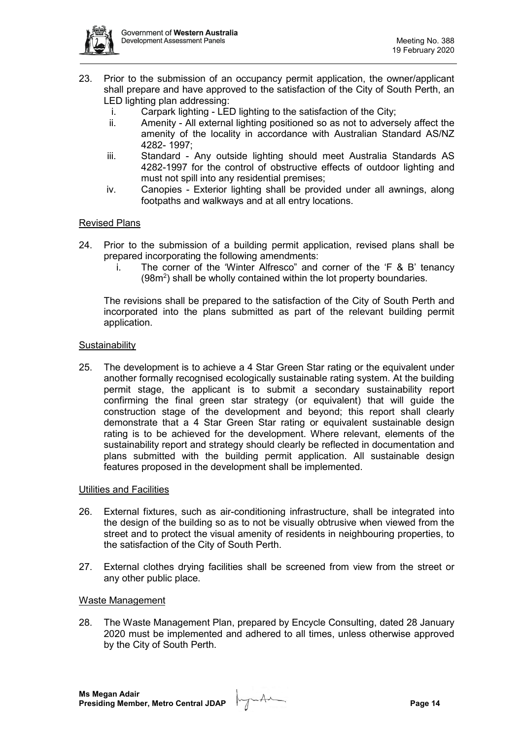23. Prior to the submission of an occupancy permit application, the owner/applicant shall prepare and have approved to the satisfaction of the City of South Perth, an LED lighting plan addressing:
    i. Carpark lighting - LED lighting to the satisfaction of the City;
    ii. Amenity - All external lighting positioned so as not to adversely affect the amenity of the locality in accordance with Australian Standard AS/NZ 4282- 1997;
    iii. Standard - Any outside lighting should meet Australia Standards AS 4282-1997 for the control of obstructive effects of outdoor lighting and must not spill into any residential premises;
    iv. Canopies - Exterior lighting shall be provided under all awnings, along footpaths and walkways and at all entry locations.

Revised Plans

24. Prior to the submission of a building permit application, revised plans shall be prepared incorporating the following amendments:
    i. The corner of the 'Winter Alfresco" and corner of the 'F & B' tenancy ($98m^2$) shall be wholly contained within the lot property boundaries.

    The revisions shall be prepared to the satisfaction of the City of South Perth and incorporated into the plans submitted as part of the relevant building permit application.

Sustainability

25. The development is to achieve a 4 Star Green Star rating or the equivalent under another formally recognised ecologically sustainable rating system. At the building permit stage, the applicant is to submit a secondary sustainability report confirming the final green star strategy (or equivalent) that will guide the construction stage of the development and beyond; this report shall clearly demonstrate that a 4 Star Green Star rating or equivalent sustainable design rating is to be achieved for the development. Where relevant, elements of the sustainability report and strategy should clearly be reflected in documentation and plans submitted with the building permit application. All sustainable design features proposed in the development shall be implemented.

Utilities and Facilities

26. External fixtures, such as air-conditioning infrastructure, shall be integrated into the design of the building so as to not be visually obtrusive when viewed from the street and to protect the visual amenity of residents in neighbouring properties, to the satisfaction of the City of South Perth.

27. External clothes drying facilities shall be screened from view from the street or any other public place.

Waste Management

28. The Waste Management Plan, prepared by Encycle Consulting, dated 28 January 2020 must be implemented and adhered to all times, unless otherwise approved by the City of South Perth.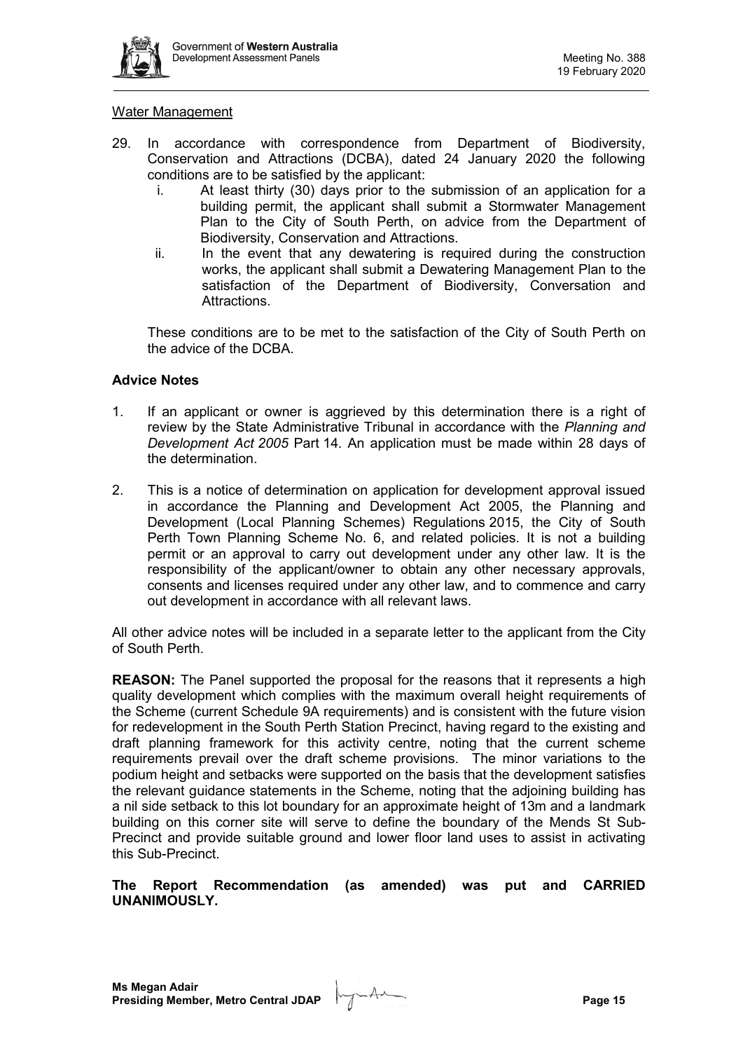Water Management

29. In accordance with correspondence from Department of Biodiversity, Conservation and Attractions (DCBA), dated 24 January 2020 the following conditions are to be satisfied by the applicant:
    i. At least thirty (30) days prior to the submission of an application for a building permit, the applicant shall submit a Stormwater Management Plan to the City of South Perth, on advice from the Department of Biodiversity, Conservation and Attractions.
    ii. In the event that any dewatering is required during the construction works, the applicant shall submit a Dewatering Management Plan to the satisfaction of the Department of Biodiversity, Conversation and Attractions.

    These conditions are to be met to the satisfaction of the City of South Perth on the advice of the DCBA.

**Advice Notes**

1. If an applicant or owner is aggrieved by this determination there is a right of review by the State Administrative Tribunal in accordance with the *Planning and Development Act 2005* Part 14. An application must be made within 28 days of the determination.

2. This is a notice of determination on application for development approval issued in accordance the Planning and Development Act 2005, the Planning and Development (Local Planning Schemes) Regulations 2015, the City of South Perth Town Planning Scheme No. 6, and related policies. It is not a building permit or an approval to carry out development under any other law. It is the responsibility of the applicant/owner to obtain any other necessary approvals, consents and licenses required under any other law, and to commence and carry out development in accordance with all relevant laws.

All other advice notes will be included in a separate letter to the applicant from the City of South Perth.

**REASON:** The Panel supported the proposal for the reasons that it represents a high quality development which complies with the maximum overall height requirements of the Scheme (current Schedule 9A requirements) and is consistent with the future vision for redevelopment in the South Perth Station Precinct, having regard to the existing and draft planning framework for this activity centre, noting that the current scheme requirements prevail over the draft scheme provisions. The minor variations to the podium height and setbacks were supported on the basis that the development satisfies the relevant guidance statements in the Scheme, noting that the adjoining building has a nil side setback to this lot boundary for an approximate height of 13m and a landmark building on this corner site will serve to define the boundary of the Mends St Sub-Precinct and provide suitable ground and lower floor land uses to assist in activating this Sub-Precinct.

**The Report Recommendation (as amended) was put and CARRIED UNANIMOUSLY.**

**Ms Megan Adair**
**Presiding Member, Metro Central JDAP**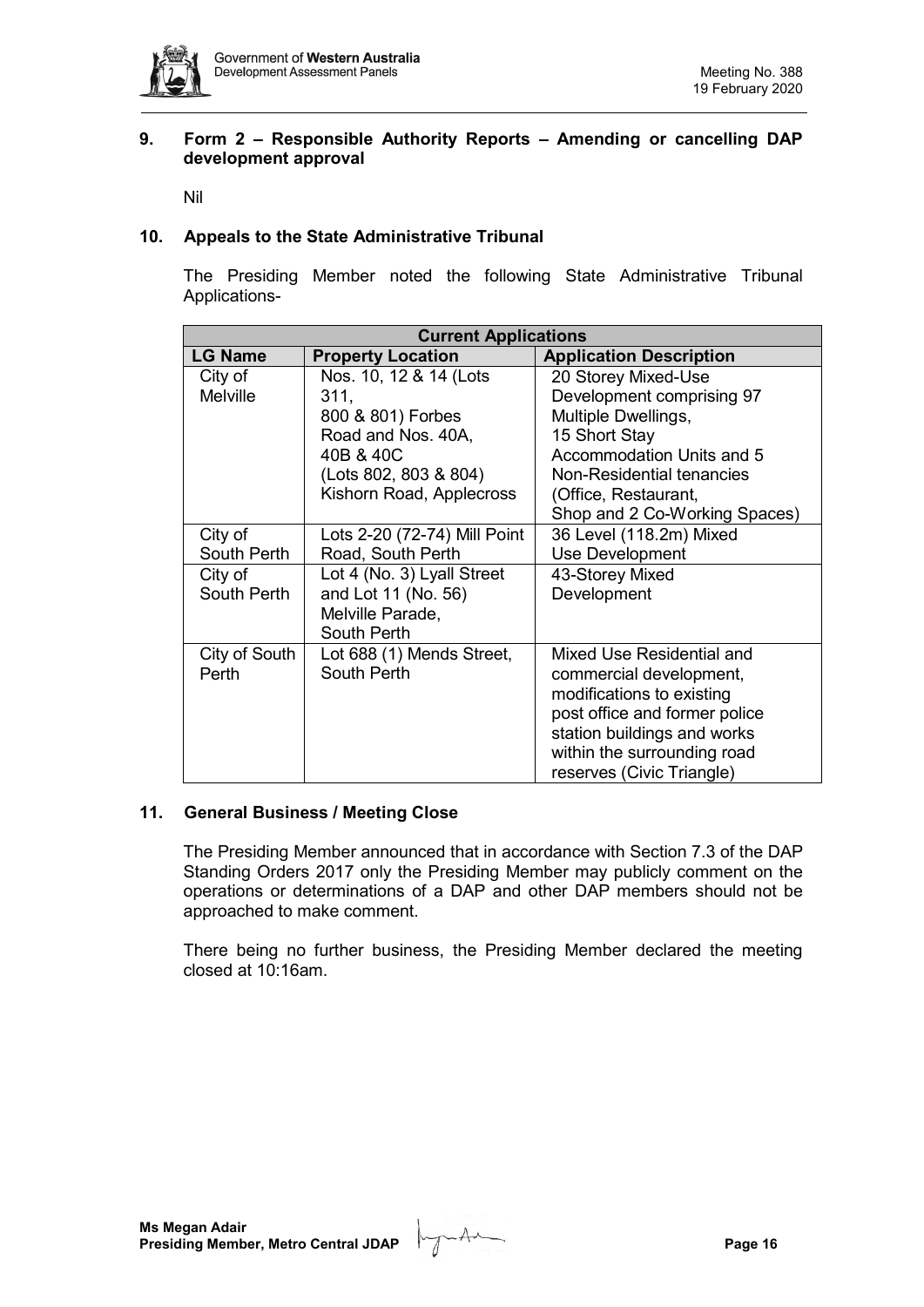## 9. Form 2 – Responsible Authority Reports – Amending or cancelling DAP development approval

Nil

## 10. Appeals to the State Administrative Tribunal

The Presiding Member noted the following State Administrative Tribunal Applications-

| Current Applications | | |
|---|---|---|
| **LG Name** | **Property Location** | **Application Description** |
| City of Melville | Nos. 10, 12 & 14 (Lots 311, 800 & 801) Forbes Road and Nos. 40A, 40B & 40C (Lots 802, 803 & 804) Kishorn Road, Applecross | 20 Storey Mixed-Use Development comprising 97 Multiple Dwellings, 15 Short Stay Accommodation Units and 5 Non-Residential tenancies (Office, Restaurant, Shop and 2 Co-Working Spaces) |
| City of South Perth | Lots 2-20 (72-74) Mill Point Road, South Perth | 36 Level (118.2m) Mixed Use Development |
| City of South Perth | Lot 4 (No. 3) Lyall Street and Lot 11 (No. 56) Melville Parade, South Perth | 43-Storey Mixed Development |
| City of South Perth | Lot 688 (1) Mends Street, South Perth | Mixed Use Residential and commercial development, modifications to existing post office and former police station buildings and works within the surrounding road reserves (Civic Triangle) |

## 11. General Business / Meeting Close

The Presiding Member announced that in accordance with Section 7.3 of the DAP Standing Orders 2017 only the Presiding Member may publicly comment on the operations or determinations of a DAP and other DAP members should not be approached to make comment.

There being no further business, the Presiding Member declared the meeting closed at 10:16am.

**Ms Megan Adair**
**Presiding Member, Metro Central JDAP**